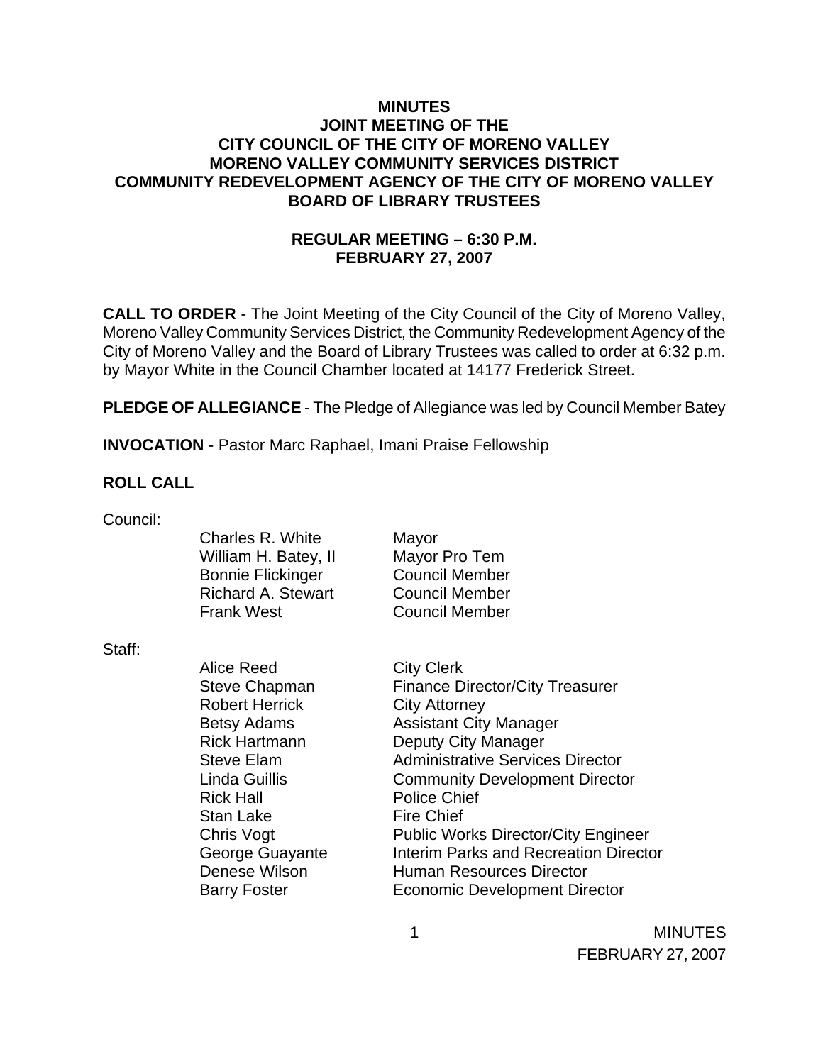# MINUTES
## JOINT MEETING OF THE
## CITY COUNCIL OF THE CITY OF MORENO VALLEY
## MORENO VALLEY COMMUNITY SERVICES DISTRICT
## COMMUNITY REDEVELOPMENT AGENCY OF THE CITY OF MORENO VALLEY
## BOARD OF LIBRARY TRUSTEES

### REGULAR MEETING – 6:30 P.M.
### FEBRUARY 27, 2007

**CALL TO ORDER** - The Joint Meeting of the City Council of the City of Moreno Valley, Moreno Valley Community Services District, the Community Redevelopment Agency of the City of Moreno Valley and the Board of Library Trustees was called to order at 6:32 p.m. by Mayor White in the Council Chamber located at 14177 Frederick Street.

**PLEDGE OF ALLEGIANCE** - The Pledge of Allegiance was led by Council Member Batey

**INVOCATION** - Pastor Marc Raphael, Imani Praise Fellowship

**ROLL CALL**

Council:

| | |
|---|---|
| Charles R. White | Mayor |
| William H. Batey, II | Mayor Pro Tem |
| Bonnie Flickinger | Council Member |
| Richard A. Stewart | Council Member |
| Frank West | Council Member |

Staff:

| | |
|---|---|
| Alice Reed | City Clerk |
| Steve Chapman | Finance Director/City Treasurer |
| Robert Herrick | City Attorney |
| Betsy Adams | Assistant City Manager |
| Rick Hartmann | Deputy City Manager |
| Steve Elam | Administrative Services Director |
| Linda Guillis | Community Development Director |
| Rick Hall | Police Chief |
| Stan Lake | Fire Chief |
| Chris Vogt | Public Works Director/City Engineer |
| George Guayante | Interim Parks and Recreation Director |
| Denese Wilson | Human Resources Director |
| Barry Foster | Economic Development Director |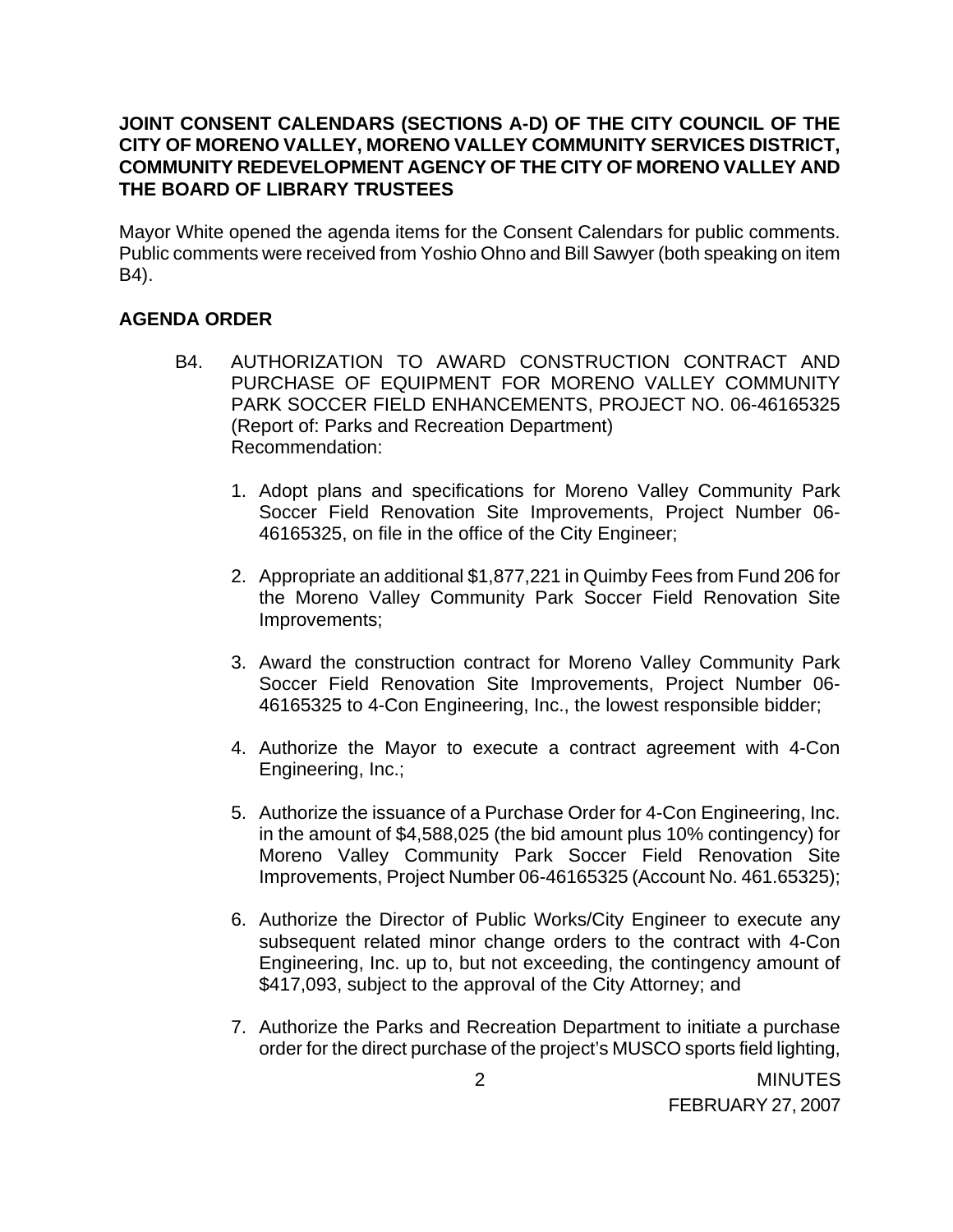**JOINT CONSENT CALENDARS (SECTIONS A-D) OF THE CITY COUNCIL OF THE CITY OF MORENO VALLEY, MORENO VALLEY COMMUNITY SERVICES DISTRICT, COMMUNITY REDEVELOPMENT AGENCY OF THE CITY OF MORENO VALLEY AND THE BOARD OF LIBRARY TRUSTEES**

Mayor White opened the agenda items for the Consent Calendars for public comments. Public comments were received from Yoshio Ohno and Bill Sawyer (both speaking on item B4).

**AGENDA ORDER**

B4. AUTHORIZATION TO AWARD CONSTRUCTION CONTRACT AND PURCHASE OF EQUIPMENT FOR MORENO VALLEY COMMUNITY PARK SOCCER FIELD ENHANCEMENTS, PROJECT NO. 06-46165325 (Report of: Parks and Recreation Department)
Recommendation:

1. Adopt plans and specifications for Moreno Valley Community Park Soccer Field Renovation Site Improvements, Project Number 06-46165325, on file in the office of the City Engineer;

2. Appropriate an additional $1,877,221 in Quimby Fees from Fund 206 for the Moreno Valley Community Park Soccer Field Renovation Site Improvements;

3. Award the construction contract for Moreno Valley Community Park Soccer Field Renovation Site Improvements, Project Number 06-46165325 to 4-Con Engineering, Inc., the lowest responsible bidder;

4. Authorize the Mayor to execute a contract agreement with 4-Con Engineering, Inc.;

5. Authorize the issuance of a Purchase Order for 4-Con Engineering, Inc. in the amount of $4,588,025 (the bid amount plus 10% contingency) for Moreno Valley Community Park Soccer Field Renovation Site Improvements, Project Number 06-46165325 (Account No. 461.65325);

6. Authorize the Director of Public Works/City Engineer to execute any subsequent related minor change orders to the contract with 4-Con Engineering, Inc. up to, but not exceeding, the contingency amount of $417,093, subject to the approval of the City Attorney; and

7. Authorize the Parks and Recreation Department to initiate a purchase order for the direct purchase of the project's MUSCO sports field lighting,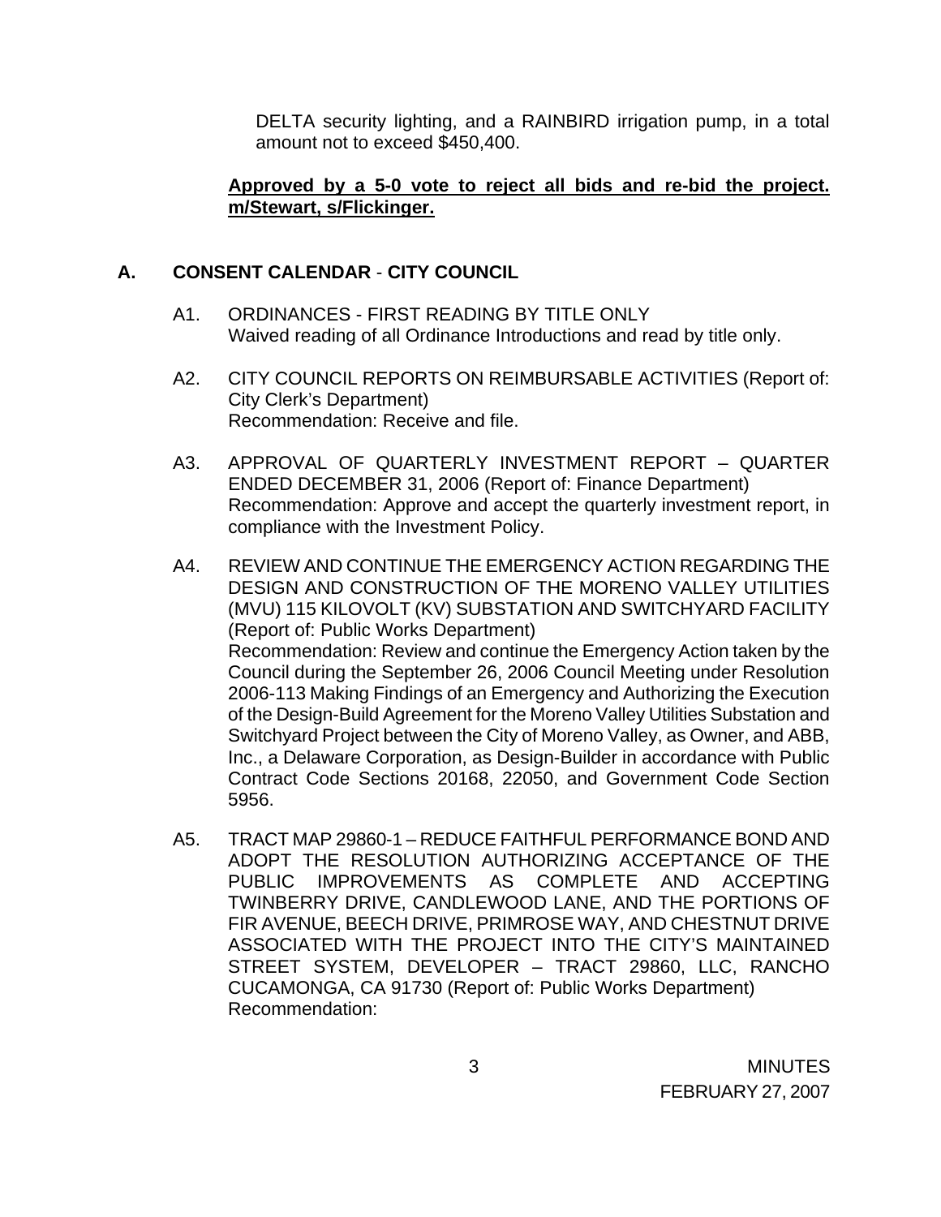DELTA security lighting, and a RAINBIRD irrigation pump, in a total amount not to exceed $450,400.

**Approved by a 5-0 vote to reject all bids and re-bid the project. m/Stewart, s/Flickinger.**

## A. CONSENT CALENDAR - CITY COUNCIL

A1. ORDINANCES - FIRST READING BY TITLE ONLY
Waived reading of all Ordinance Introductions and read by title only.

A2. CITY COUNCIL REPORTS ON REIMBURSABLE ACTIVITIES (Report of: City Clerk's Department)
Recommendation: Receive and file.

A3. APPROVAL OF QUARTERLY INVESTMENT REPORT – QUARTER ENDED DECEMBER 31, 2006 (Report of: Finance Department)
Recommendation: Approve and accept the quarterly investment report, in compliance with the Investment Policy.

A4. REVIEW AND CONTINUE THE EMERGENCY ACTION REGARDING THE DESIGN AND CONSTRUCTION OF THE MORENO VALLEY UTILITIES (MVU) 115 KILOVOLT (KV) SUBSTATION AND SWITCHYARD FACILITY (Report of: Public Works Department)
Recommendation: Review and continue the Emergency Action taken by the Council during the September 26, 2006 Council Meeting under Resolution 2006-113 Making Findings of an Emergency and Authorizing the Execution of the Design-Build Agreement for the Moreno Valley Utilities Substation and Switchyard Project between the City of Moreno Valley, as Owner, and ABB, Inc., a Delaware Corporation, as Design-Builder in accordance with Public Contract Code Sections 20168, 22050, and Government Code Section 5956.

A5. TRACT MAP 29860-1 – REDUCE FAITHFUL PERFORMANCE BOND AND ADOPT THE RESOLUTION AUTHORIZING ACCEPTANCE OF THE PUBLIC IMPROVEMENTS AS COMPLETE AND ACCEPTING TWINBERRY DRIVE, CANDLEWOOD LANE, AND THE PORTIONS OF FIR AVENUE, BEECH DRIVE, PRIMROSE WAY, AND CHESTNUT DRIVE ASSOCIATED WITH THE PROJECT INTO THE CITY'S MAINTAINED STREET SYSTEM, DEVELOPER – TRACT 29860, LLC, RANCHO CUCAMONGA, CA 91730 (Report of: Public Works Department)
Recommendation: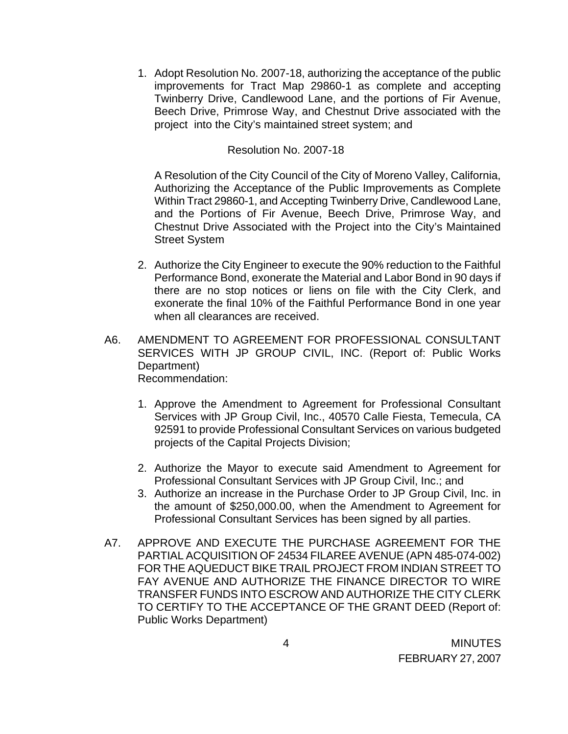1. Adopt Resolution No. 2007-18, authorizing the acceptance of the public improvements for Tract Map 29860-1 as complete and accepting Twinberry Drive, Candlewood Lane, and the portions of Fir Avenue, Beech Drive, Primrose Way, and Chestnut Drive associated with the project into the City's maintained street system; and

   Resolution No. 2007-18

   A Resolution of the City Council of the City of Moreno Valley, California, Authorizing the Acceptance of the Public Improvements as Complete Within Tract 29860-1, and Accepting Twinberry Drive, Candlewood Lane, and the Portions of Fir Avenue, Beech Drive, Primrose Way, and Chestnut Drive Associated with the Project into the City's Maintained Street System

2. Authorize the City Engineer to execute the 90% reduction to the Faithful Performance Bond, exonerate the Material and Labor Bond in 90 days if there are no stop notices or liens on file with the City Clerk, and exonerate the final 10% of the Faithful Performance Bond in one year when all clearances are received.

A6. AMENDMENT TO AGREEMENT FOR PROFESSIONAL CONSULTANT SERVICES WITH JP GROUP CIVIL, INC. (Report of: Public Works Department)
Recommendation:

1. Approve the Amendment to Agreement for Professional Consultant Services with JP Group Civil, Inc., 40570 Calle Fiesta, Temecula, CA 92591 to provide Professional Consultant Services on various budgeted projects of the Capital Projects Division;

2. Authorize the Mayor to execute said Amendment to Agreement for Professional Consultant Services with JP Group Civil, Inc.; and
3. Authorize an increase in the Purchase Order to JP Group Civil, Inc. in the amount of $250,000.00, when the Amendment to Agreement for Professional Consultant Services has been signed by all parties.

A7. APPROVE AND EXECUTE THE PURCHASE AGREEMENT FOR THE PARTIAL ACQUISITION OF 24534 FILAREE AVENUE (APN 485-074-002) FOR THE AQUEDUCT BIKE TRAIL PROJECT FROM INDIAN STREET TO FAY AVENUE AND AUTHORIZE THE FINANCE DIRECTOR TO WIRE TRANSFER FUNDS INTO ESCROW AND AUTHORIZE THE CITY CLERK TO CERTIFY TO THE ACCEPTANCE OF THE GRANT DEED (Report of: Public Works Department)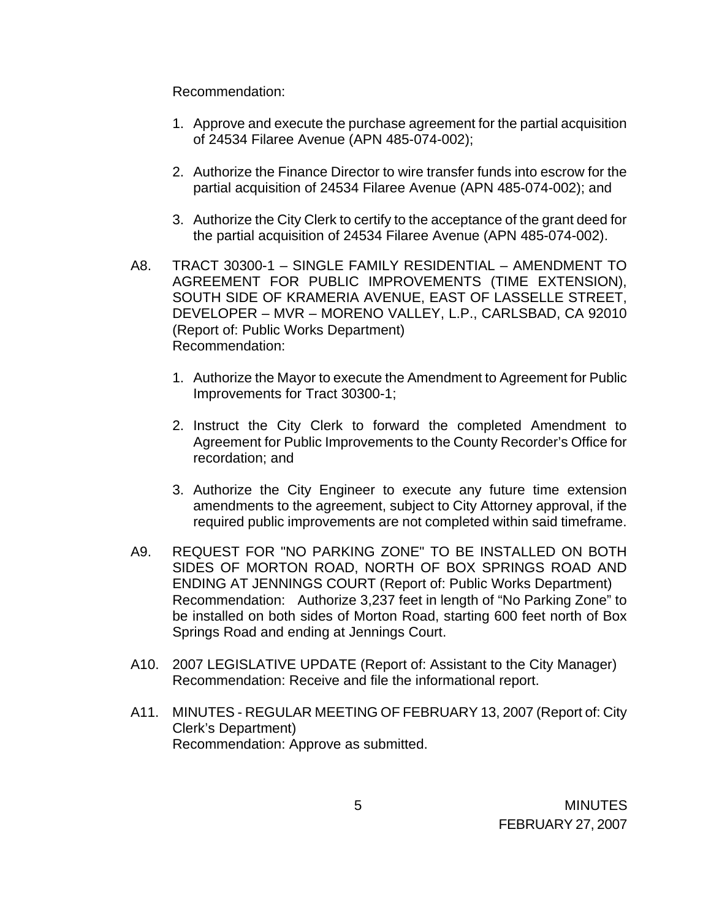Recommendation:

1. Approve and execute the purchase agreement for the partial acquisition of 24534 Filaree Avenue (APN 485-074-002);

2. Authorize the Finance Director to wire transfer funds into escrow for the partial acquisition of 24534 Filaree Avenue (APN 485-074-002); and

3. Authorize the City Clerk to certify to the acceptance of the grant deed for the partial acquisition of 24534 Filaree Avenue (APN 485-074-002).

A8. TRACT 30300-1 – SINGLE FAMILY RESIDENTIAL – AMENDMENT TO AGREEMENT FOR PUBLIC IMPROVEMENTS (TIME EXTENSION), SOUTH SIDE OF KRAMERIA AVENUE, EAST OF LASSELLE STREET, DEVELOPER – MVR – MORENO VALLEY, L.P., CARLSBAD, CA 92010 (Report of: Public Works Department)
Recommendation:

1. Authorize the Mayor to execute the Amendment to Agreement for Public Improvements for Tract 30300-1;

2. Instruct the City Clerk to forward the completed Amendment to Agreement for Public Improvements to the County Recorder's Office for recordation; and

3. Authorize the City Engineer to execute any future time extension amendments to the agreement, subject to City Attorney approval, if the required public improvements are not completed within said timeframe.

A9. REQUEST FOR "NO PARKING ZONE" TO BE INSTALLED ON BOTH SIDES OF MORTON ROAD, NORTH OF BOX SPRINGS ROAD AND ENDING AT JENNINGS COURT (Report of: Public Works Department)
Recommendation: Authorize 3,237 feet in length of "No Parking Zone" to be installed on both sides of Morton Road, starting 600 feet north of Box Springs Road and ending at Jennings Court.

A10. 2007 LEGISLATIVE UPDATE (Report of: Assistant to the City Manager)
Recommendation: Receive and file the informational report.

A11. MINUTES - REGULAR MEETING OF FEBRUARY 13, 2007 (Report of: City Clerk's Department)
Recommendation: Approve as submitted.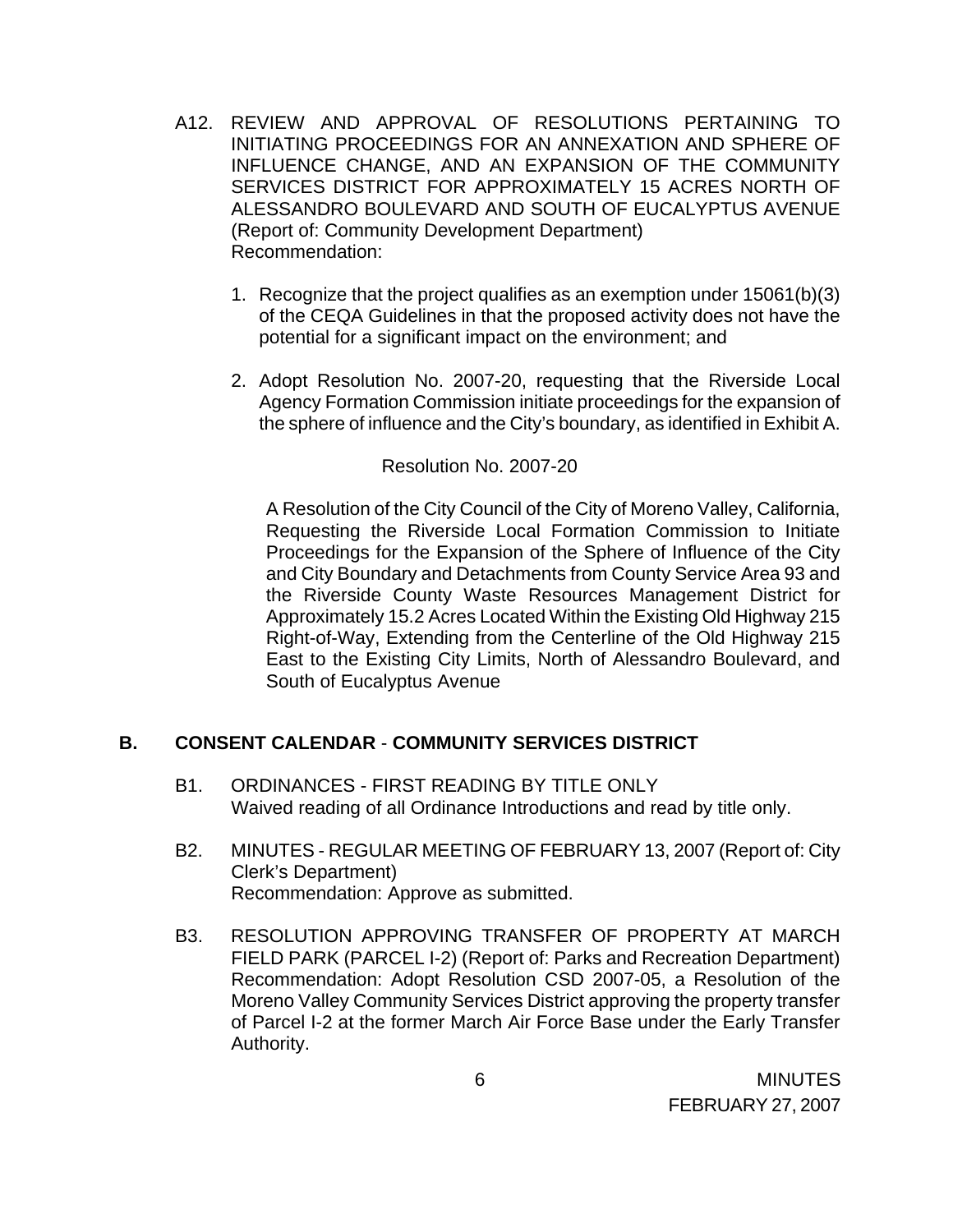A12. REVIEW AND APPROVAL OF RESOLUTIONS PERTAINING TO INITIATING PROCEEDINGS FOR AN ANNEXATION AND SPHERE OF INFLUENCE CHANGE, AND AN EXPANSION OF THE COMMUNITY SERVICES DISTRICT FOR APPROXIMATELY 15 ACRES NORTH OF ALESSANDRO BOULEVARD AND SOUTH OF EUCALYPTUS AVENUE (Report of: Community Development Department)
Recommendation:

1. Recognize that the project qualifies as an exemption under 15061(b)(3) of the CEQA Guidelines in that the proposed activity does not have the potential for a significant impact on the environment; and

2. Adopt Resolution No. 2007-20, requesting that the Riverside Local Agency Formation Commission initiate proceedings for the expansion of the sphere of influence and the City's boundary, as identified in Exhibit A.

Resolution No. 2007-20

A Resolution of the City Council of the City of Moreno Valley, California, Requesting the Riverside Local Formation Commission to Initiate Proceedings for the Expansion of the Sphere of Influence of the City and City Boundary and Detachments from County Service Area 93 and the Riverside County Waste Resources Management District for Approximately 15.2 Acres Located Within the Existing Old Highway 215 Right-of-Way, Extending from the Centerline of the Old Highway 215 East to the Existing City Limits, North of Alessandro Boulevard, and South of Eucalyptus Avenue

## B. CONSENT CALENDAR - COMMUNITY SERVICES DISTRICT

B1. ORDINANCES - FIRST READING BY TITLE ONLY
Waived reading of all Ordinance Introductions and read by title only.

B2. MINUTES - REGULAR MEETING OF FEBRUARY 13, 2007 (Report of: City Clerk's Department)
Recommendation: Approve as submitted.

B3. RESOLUTION APPROVING TRANSFER OF PROPERTY AT MARCH FIELD PARK (PARCEL I-2) (Report of: Parks and Recreation Department)
Recommendation: Adopt Resolution CSD 2007-05, a Resolution of the Moreno Valley Community Services District approving the property transfer of Parcel I-2 at the former March Air Force Base under the Early Transfer Authority.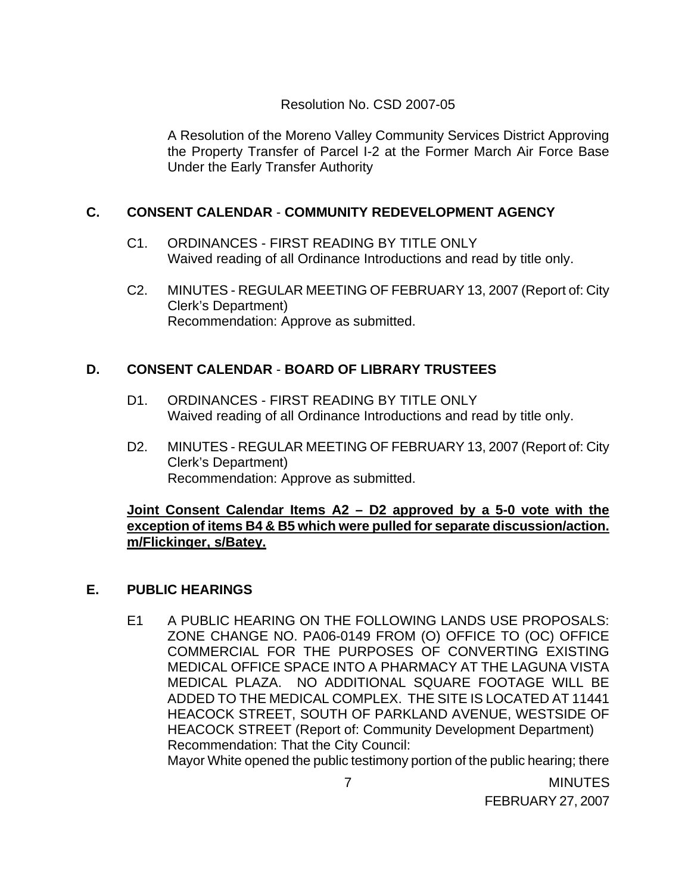Resolution No. CSD 2007-05

A Resolution of the Moreno Valley Community Services District Approving the Property Transfer of Parcel I-2 at the Former March Air Force Base Under the Early Transfer Authority

## C. CONSENT CALENDAR - COMMUNITY REDEVELOPMENT AGENCY

C1. ORDINANCES - FIRST READING BY TITLE ONLY
Waived reading of all Ordinance Introductions and read by title only.

C2. MINUTES - REGULAR MEETING OF FEBRUARY 13, 2007 (Report of: City Clerk's Department)
Recommendation: Approve as submitted.

## D. CONSENT CALENDAR - BOARD OF LIBRARY TRUSTEES

D1. ORDINANCES - FIRST READING BY TITLE ONLY
Waived reading of all Ordinance Introductions and read by title only.

D2. MINUTES - REGULAR MEETING OF FEBRUARY 13, 2007 (Report of: City Clerk's Department)
Recommendation: Approve as submitted.

**Joint Consent Calendar Items A2 – D2 approved by a 5-0 vote with the exception of items B4 & B5 which were pulled for separate discussion/action. m/Flickinger, s/Batey.**

## E. PUBLIC HEARINGS

E1 A PUBLIC HEARING ON THE FOLLOWING LANDS USE PROPOSALS: ZONE CHANGE NO. PA06-0149 FROM (O) OFFICE TO (OC) OFFICE COMMERCIAL FOR THE PURPOSES OF CONVERTING EXISTING MEDICAL OFFICE SPACE INTO A PHARMACY AT THE LAGUNA VISTA MEDICAL PLAZA. NO ADDITIONAL SQUARE FOOTAGE WILL BE ADDED TO THE MEDICAL COMPLEX. THE SITE IS LOCATED AT 11441 HEACOCK STREET, SOUTH OF PARKLAND AVENUE, WESTSIDE OF HEACOCK STREET (Report of: Community Development Department)
Recommendation: That the City Council:
Mayor White opened the public testimony portion of the public hearing; there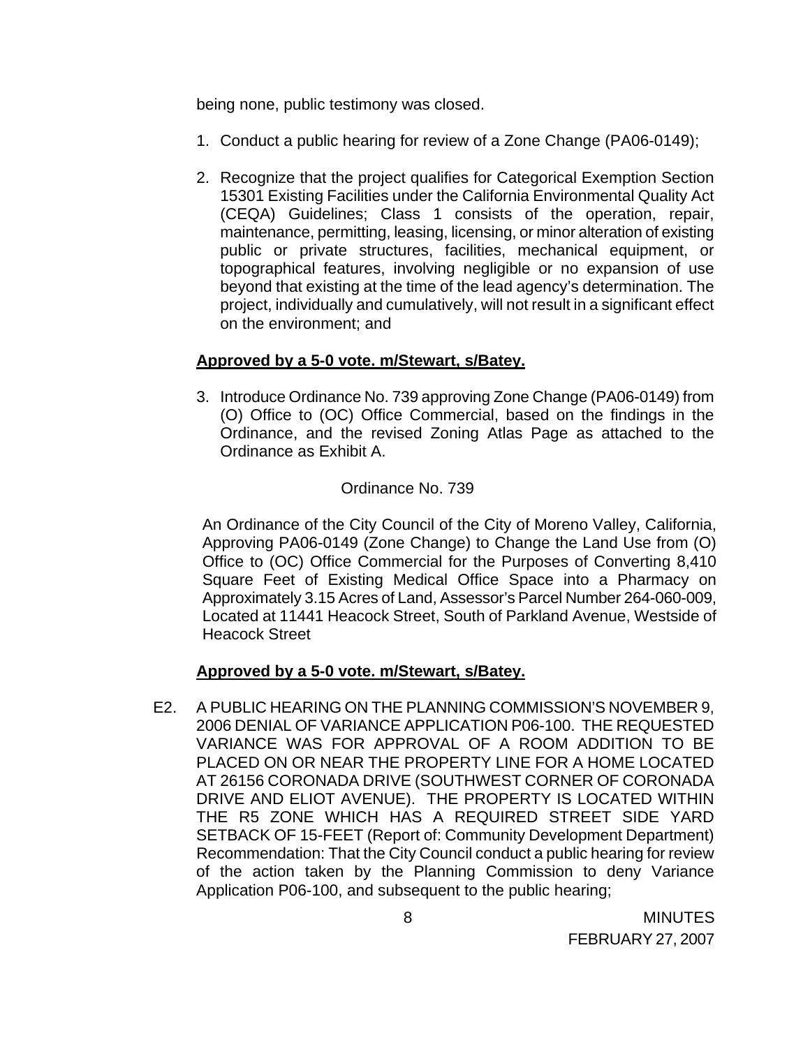being none, public testimony was closed.

1. Conduct a public hearing for review of a Zone Change (PA06-0149);

2. Recognize that the project qualifies for Categorical Exemption Section 15301 Existing Facilities under the California Environmental Quality Act (CEQA) Guidelines; Class 1 consists of the operation, repair, maintenance, permitting, leasing, licensing, or minor alteration of existing public or private structures, facilities, mechanical equipment, or topographical features, involving negligible or no expansion of use beyond that existing at the time of the lead agency's determination. The project, individually and cumulatively, will not result in a significant effect on the environment; and

**Approved by a 5-0 vote. m/Stewart, s/Batey.**

3. Introduce Ordinance No. 739 approving Zone Change (PA06-0149) from (O) Office to (OC) Office Commercial, based on the findings in the Ordinance, and the revised Zoning Atlas Page as attached to the Ordinance as Exhibit A.

Ordinance No. 739

An Ordinance of the City Council of the City of Moreno Valley, California, Approving PA06-0149 (Zone Change) to Change the Land Use from (O) Office to (OC) Office Commercial for the Purposes of Converting 8,410 Square Feet of Existing Medical Office Space into a Pharmacy on Approximately 3.15 Acres of Land, Assessor's Parcel Number 264-060-009, Located at 11441 Heacock Street, South of Parkland Avenue, Westside of Heacock Street

**Approved by a 5-0 vote. m/Stewart, s/Batey.**

E2. A PUBLIC HEARING ON THE PLANNING COMMISSION'S NOVEMBER 9, 2006 DENIAL OF VARIANCE APPLICATION P06-100. THE REQUESTED VARIANCE WAS FOR APPROVAL OF A ROOM ADDITION TO BE PLACED ON OR NEAR THE PROPERTY LINE FOR A HOME LOCATED AT 26156 CORONADA DRIVE (SOUTHWEST CORNER OF CORONADA DRIVE AND ELIOT AVENUE). THE PROPERTY IS LOCATED WITHIN THE R5 ZONE WHICH HAS A REQUIRED STREET SIDE YARD SETBACK OF 15-FEET (Report of: Community Development Department) Recommendation: That the City Council conduct a public hearing for review of the action taken by the Planning Commission to deny Variance Application P06-100, and subsequent to the public hearing;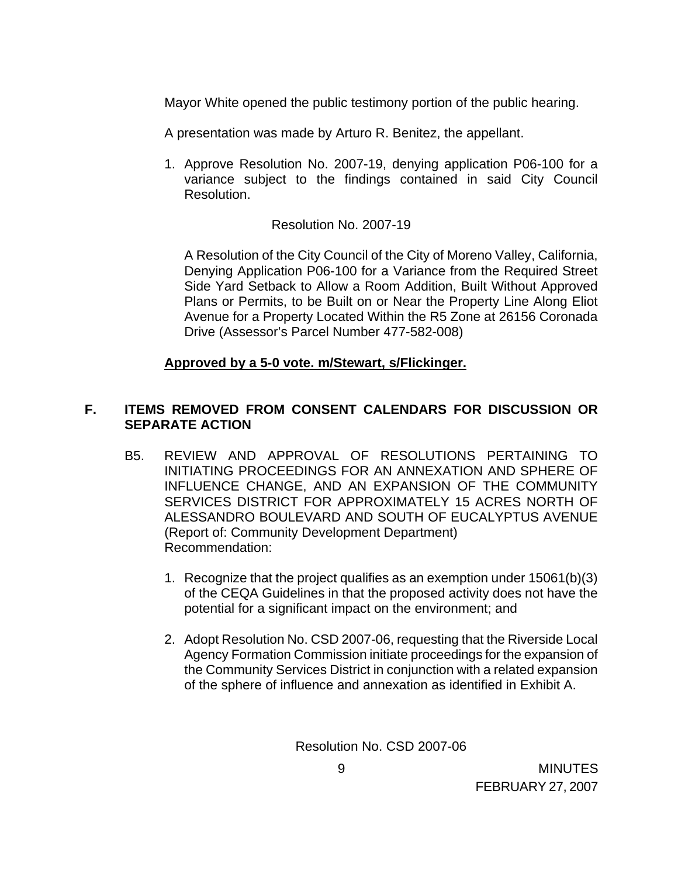Mayor White opened the public testimony portion of the public hearing.

A presentation was made by Arturo R. Benitez, the appellant.

1. Approve Resolution No. 2007-19, denying application P06-100 for a variance subject to the findings contained in said City Council Resolution.

Resolution No. 2007-19

A Resolution of the City Council of the City of Moreno Valley, California, Denying Application P06-100 for a Variance from the Required Street Side Yard Setback to Allow a Room Addition, Built Without Approved Plans or Permits, to be Built on or Near the Property Line Along Eliot Avenue for a Property Located Within the R5 Zone at 26156 Coronada Drive (Assessor's Parcel Number 477-582-008)

**Approved by a 5-0 vote. m/Stewart, s/Flickinger.**

## F. ITEMS REMOVED FROM CONSENT CALENDARS FOR DISCUSSION OR SEPARATE ACTION

B5. REVIEW AND APPROVAL OF RESOLUTIONS PERTAINING TO INITIATING PROCEEDINGS FOR AN ANNEXATION AND SPHERE OF INFLUENCE CHANGE, AND AN EXPANSION OF THE COMMUNITY SERVICES DISTRICT FOR APPROXIMATELY 15 ACRES NORTH OF ALESSANDRO BOULEVARD AND SOUTH OF EUCALYPTUS AVENUE (Report of: Community Development Department)
Recommendation:

1. Recognize that the project qualifies as an exemption under 15061(b)(3) of the CEQA Guidelines in that the proposed activity does not have the potential for a significant impact on the environment; and

2. Adopt Resolution No. CSD 2007-06, requesting that the Riverside Local Agency Formation Commission initiate proceedings for the expansion of the Community Services District in conjunction with a related expansion of the sphere of influence and annexation as identified in Exhibit A.

Resolution No. CSD 2007-06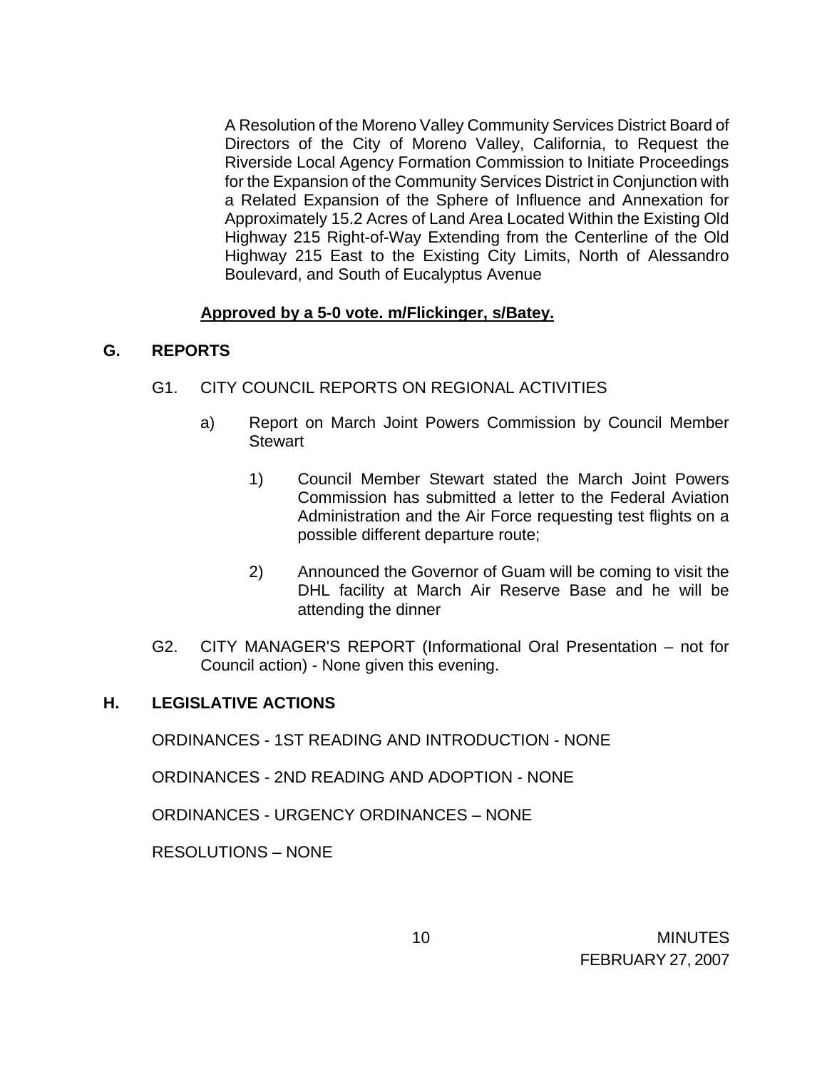A Resolution of the Moreno Valley Community Services District Board of Directors of the City of Moreno Valley, California, to Request the Riverside Local Agency Formation Commission to Initiate Proceedings for the Expansion of the Community Services District in Conjunction with a Related Expansion of the Sphere of Influence and Annexation for Approximately 15.2 Acres of Land Area Located Within the Existing Old Highway 215 Right-of-Way Extending from the Centerline of the Old Highway 215 East to the Existing City Limits, North of Alessandro Boulevard, and South of Eucalyptus Avenue

**Approved by a 5-0 vote. m/Flickinger, s/Batey.**

## G. REPORTS

G1. CITY COUNCIL REPORTS ON REGIONAL ACTIVITIES

a) Report on March Joint Powers Commission by Council Member Stewart

1) Council Member Stewart stated the March Joint Powers Commission has submitted a letter to the Federal Aviation Administration and the Air Force requesting test flights on a possible different departure route;

2) Announced the Governor of Guam will be coming to visit the DHL facility at March Air Reserve Base and he will be attending the dinner

G2. CITY MANAGER'S REPORT (Informational Oral Presentation – not for Council action) - None given this evening.

## H. LEGISLATIVE ACTIONS

ORDINANCES - 1ST READING AND INTRODUCTION - NONE

ORDINANCES - 2ND READING AND ADOPTION - NONE

ORDINANCES - URGENCY ORDINANCES – NONE

RESOLUTIONS – NONE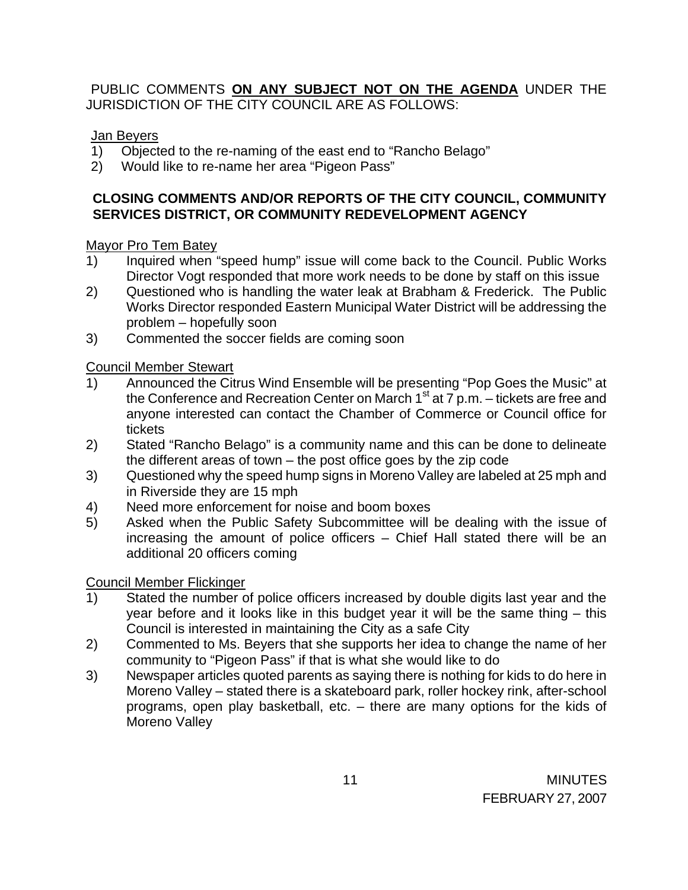PUBLIC COMMENTS **ON ANY SUBJECT NOT ON THE AGENDA** UNDER THE JURISDICTION OF THE CITY COUNCIL ARE AS FOLLOWS:

Jan Beyers

1) Objected to the re-naming of the east end to "Rancho Belago"
2) Would like to re-name her area "Pigeon Pass"

**CLOSING COMMENTS AND/OR REPORTS OF THE CITY COUNCIL, COMMUNITY SERVICES DISTRICT, OR COMMUNITY REDEVELOPMENT AGENCY**

Mayor Pro Tem Batey

1) Inquired when "speed hump" issue will come back to the Council. Public Works Director Vogt responded that more work needs to be done by staff on this issue
2) Questioned who is handling the water leak at Brabham & Frederick. The Public Works Director responded Eastern Municipal Water District will be addressing the problem – hopefully soon
3) Commented the soccer fields are coming soon

Council Member Stewart

1) Announced the Citrus Wind Ensemble will be presenting "Pop Goes the Music" at the Conference and Recreation Center on March 1st at 7 p.m. – tickets are free and anyone interested can contact the Chamber of Commerce or Council office for tickets
2) Stated "Rancho Belago" is a community name and this can be done to delineate the different areas of town – the post office goes by the zip code
3) Questioned why the speed hump signs in Moreno Valley are labeled at 25 mph and in Riverside they are 15 mph
4) Need more enforcement for noise and boom boxes
5) Asked when the Public Safety Subcommittee will be dealing with the issue of increasing the amount of police officers – Chief Hall stated there will be an additional 20 officers coming

Council Member Flickinger

1) Stated the number of police officers increased by double digits last year and the year before and it looks like in this budget year it will be the same thing – this Council is interested in maintaining the City as a safe City
2) Commented to Ms. Beyers that she supports her idea to change the name of her community to "Pigeon Pass" if that is what she would like to do
3) Newspaper articles quoted parents as saying there is nothing for kids to do here in Moreno Valley – stated there is a skateboard park, roller hockey rink, after-school programs, open play basketball, etc. – there are many options for the kids of Moreno Valley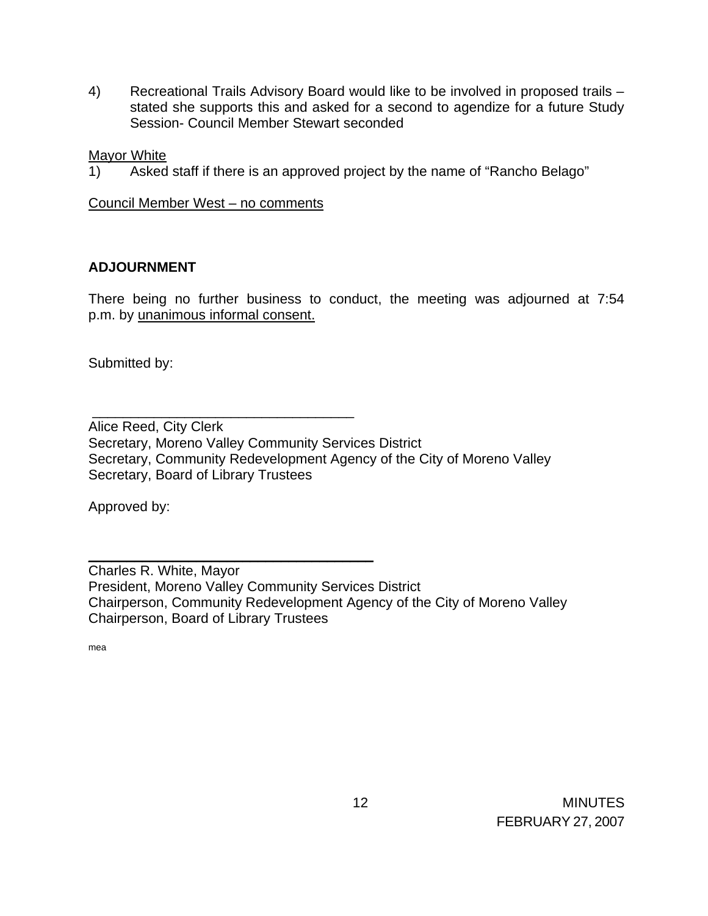4) Recreational Trails Advisory Board would like to be involved in proposed trails – stated she supports this and asked for a second to agendize for a future Study Session- Council Member Stewart seconded

Mayor White

1) Asked staff if there is an approved project by the name of "Rancho Belago"

Council Member West – no comments

**ADJOURNMENT**

There being no further business to conduct, the meeting was adjourned at 7:54 p.m. by unanimous informal consent.

Submitted by:

\_\_\_\_\_\_\_\_\_\_\_\_\_\_\_\_\_\_\_\_\_\_\_\_\_\_\_\_\_\_\_\_\_\_\_

Alice Reed, City Clerk
Secretary, Moreno Valley Community Services District
Secretary, Community Redevelopment Agency of the City of Moreno Valley
Secretary, Board of Library Trustees

Approved by:

\_\_\_\_\_\_\_\_\_\_\_\_\_\_\_\_\_\_\_\_\_\_\_\_\_\_\_\_\_\_\_\_\_\_\_

Charles R. White, Mayor
President, Moreno Valley Community Services District
Chairperson, Community Redevelopment Agency of the City of Moreno Valley
Chairperson, Board of Library Trustees

mea